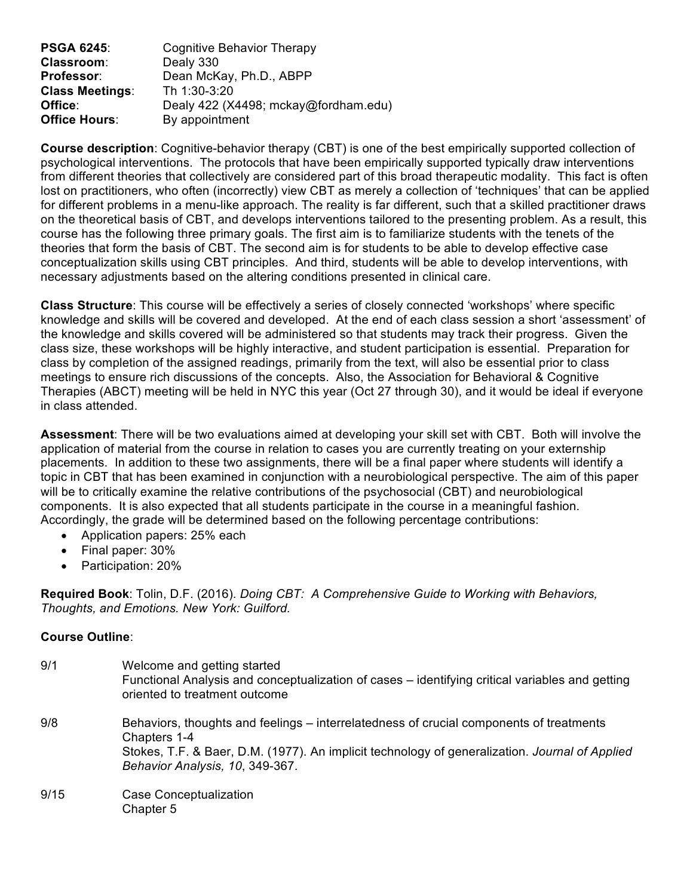| | |
|---|---|
| **PSGA 6245**: | Cognitive Behavior Therapy |
| **Classroom**: | Dealy 330 |
| **Professor**: | Dean McKay, Ph.D., ABPP |
| **Class Meetings**: | Th 1:30-3:20 |
| **Office**: | Dealy 422 (X4498; mckay@fordham.edu) |
| **Office Hours**: | By appointment |

**Course description**: Cognitive-behavior therapy (CBT) is one of the best empirically supported collection of psychological interventions. The protocols that have been empirically supported typically draw interventions from different theories that collectively are considered part of this broad therapeutic modality. This fact is often lost on practitioners, who often (incorrectly) view CBT as merely a collection of 'techniques' that can be applied for different problems in a menu-like approach. The reality is far different, such that a skilled practitioner draws on the theoretical basis of CBT, and develops interventions tailored to the presenting problem. As a result, this course has the following three primary goals. The first aim is to familiarize students with the tenets of the theories that form the basis of CBT. The second aim is for students to be able to develop effective case conceptualization skills using CBT principles. And third, students will be able to develop interventions, with necessary adjustments based on the altering conditions presented in clinical care.

**Class Structure**: This course will be effectively a series of closely connected 'workshops' where specific knowledge and skills will be covered and developed. At the end of each class session a short 'assessment' of the knowledge and skills covered will be administered so that students may track their progress. Given the class size, these workshops will be highly interactive, and student participation is essential. Preparation for class by completion of the assigned readings, primarily from the text, will also be essential prior to class meetings to ensure rich discussions of the concepts. Also, the Association for Behavioral & Cognitive Therapies (ABCT) meeting will be held in NYC this year (Oct 27 through 30), and it would be ideal if everyone in class attended.

**Assessment**: There will be two evaluations aimed at developing your skill set with CBT. Both will involve the application of material from the course in relation to cases you are currently treating on your externship placements. In addition to these two assignments, there will be a final paper where students will identify a topic in CBT that has been examined in conjunction with a neurobiological perspective. The aim of this paper will be to critically examine the relative contributions of the psychosocial (CBT) and neurobiological components. It is also expected that all students participate in the course in a meaningful fashion. Accordingly, the grade will be determined based on the following percentage contributions:

- Application papers: 25% each
- Final paper: 30%
- Participation: 20%

**Required Book**: Tolin, D.F. (2016). *Doing CBT: A Comprehensive Guide to Working with Behaviors, Thoughts, and Emotions. New York: Guilford.*

**Course Outline**:

9/1 Welcome and getting started
Functional Analysis and conceptualization of cases – identifying critical variables and getting oriented to treatment outcome

9/8 Behaviors, thoughts and feelings – interrelatedness of crucial components of treatments
Chapters 1-4
Stokes, T.F. & Baer, D.M. (1977). An implicit technology of generalization. *Journal of Applied Behavior Analysis, 10*, 349-367.

9/15 Case Conceptualization
Chapter 5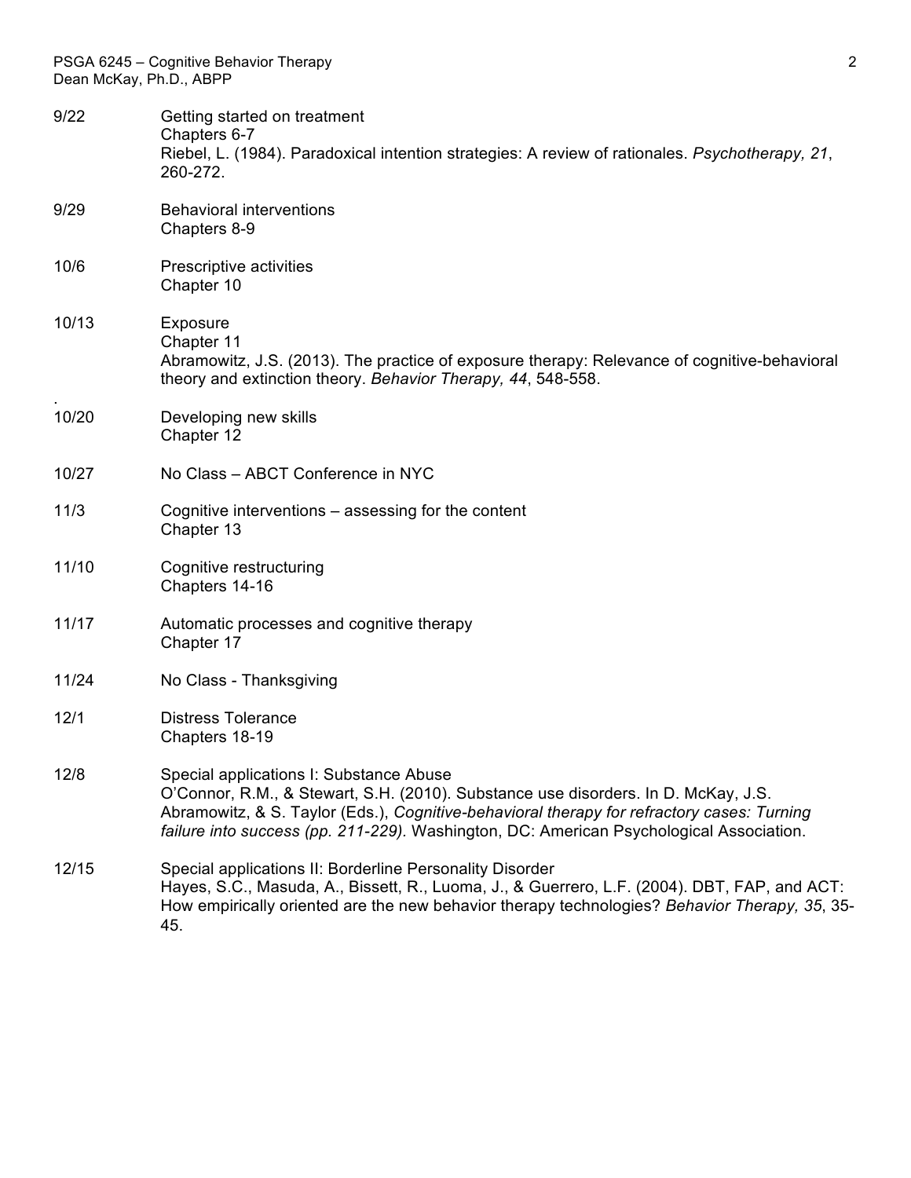| | | |
|---|---|---|
| 9/22 | Getting started on treatment<br>Chapters 6-7<br>Riebel, L. (1984). Paradoxical intention strategies: A review of rationales. *Psychotherapy, 21*, 260-272. |
| 9/29 | Behavioral interventions<br>Chapters 8-9 |
| 10/6 | Prescriptive activities<br>Chapter 10 |
| 10/13 | Exposure<br>Chapter 11<br>Abramowitz, J.S. (2013). The practice of exposure therapy: Relevance of cognitive-behavioral theory and extinction theory. *Behavior Therapy, 44*, 548-558. |
| 10/20 | Developing new skills<br>Chapter 12 |
| 10/27 | No Class – ABCT Conference in NYC |
| 11/3 | Cognitive interventions – assessing for the content<br>Chapter 13 |
| 11/10 | Cognitive restructuring<br>Chapters 14-16 |
| 11/17 | Automatic processes and cognitive therapy<br>Chapter 17 |
| 11/24 | No Class - Thanksgiving |
| 12/1 | Distress Tolerance<br>Chapters 18-19 |
| 12/8 | Special applications I: Substance Abuse<br>O'Connor, R.M., & Stewart, S.H. (2010). Substance use disorders. In D. McKay, J.S. Abramowitz, & S. Taylor (Eds.), *Cognitive-behavioral therapy for refractory cases: Turning failure into success (pp. 211-229).* Washington, DC: American Psychological Association. |
| 12/15 | Special applications II: Borderline Personality Disorder<br>Hayes, S.C., Masuda, A., Bissett, R., Luoma, J., & Guerrero, L.F. (2004). DBT, FAP, and ACT: How empirically oriented are the new behavior therapy technologies? *Behavior Therapy, 35*, 35-45. |